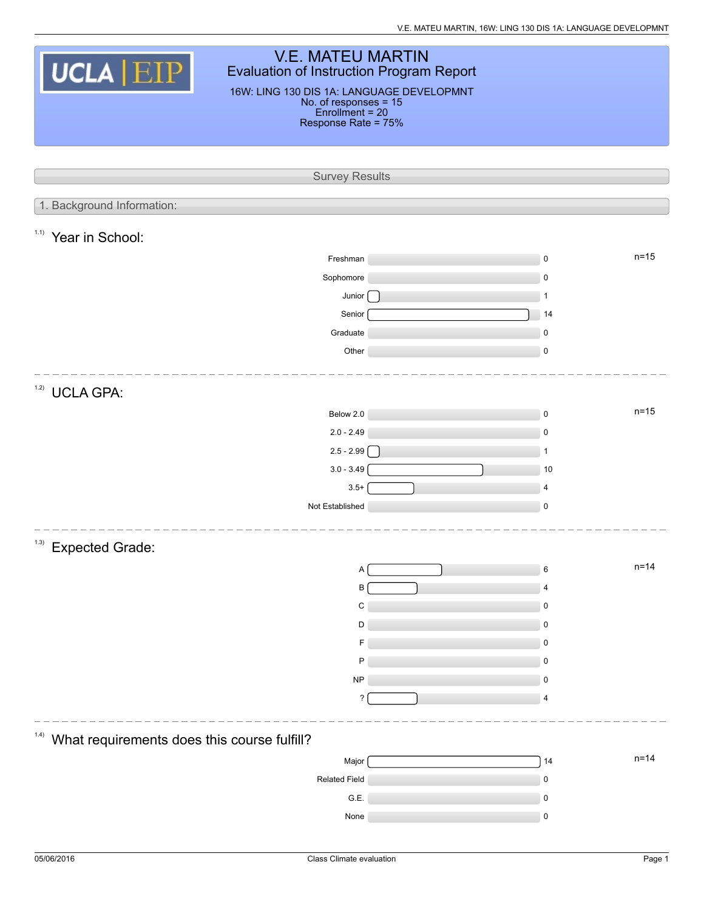# V.E. MATEU MARTIN

## Evaluation of Instruction Program Report

16W: LING 130 DIS 1A: LANGUAGE DEVELOPMNT
No. of responses = 15
Enrollment = 20
Response Rate = 75%

## Survey Results

### 1. Background Information:

#### 1.1) Year in School:

n=15

| Option | Count |
|---|---|
| Freshman | 0 |
| Sophomore | 0 |
| Junior | 1 |
| Senior | 14 |
| Graduate | 0 |
| Other | 0 |

#### 1.2) UCLA GPA:

n=15

| Option | Count |
|---|---|
| Below 2.0 | 0 |
| 2.0 - 2.49 | 0 |
| 2.5 - 2.99 | 1 |
| 3.0 - 3.49 | 10 |
| 3.5+ | 4 |
| Not Established | 0 |

#### 1.3) Expected Grade:

n=14

| Option | Count |
|---|---|
| A | 6 |
| B | 4 |
| C | 0 |
| D | 0 |
| F | 0 |
| P | 0 |
| NP | 0 |
| ? | 4 |

#### 1.4) What requirements does this course fulfill?

n=14

| Option | Count |
|---|---|
| Major | 14 |
| Related Field | 0 |
| G.E. | 0 |
| None | 0 |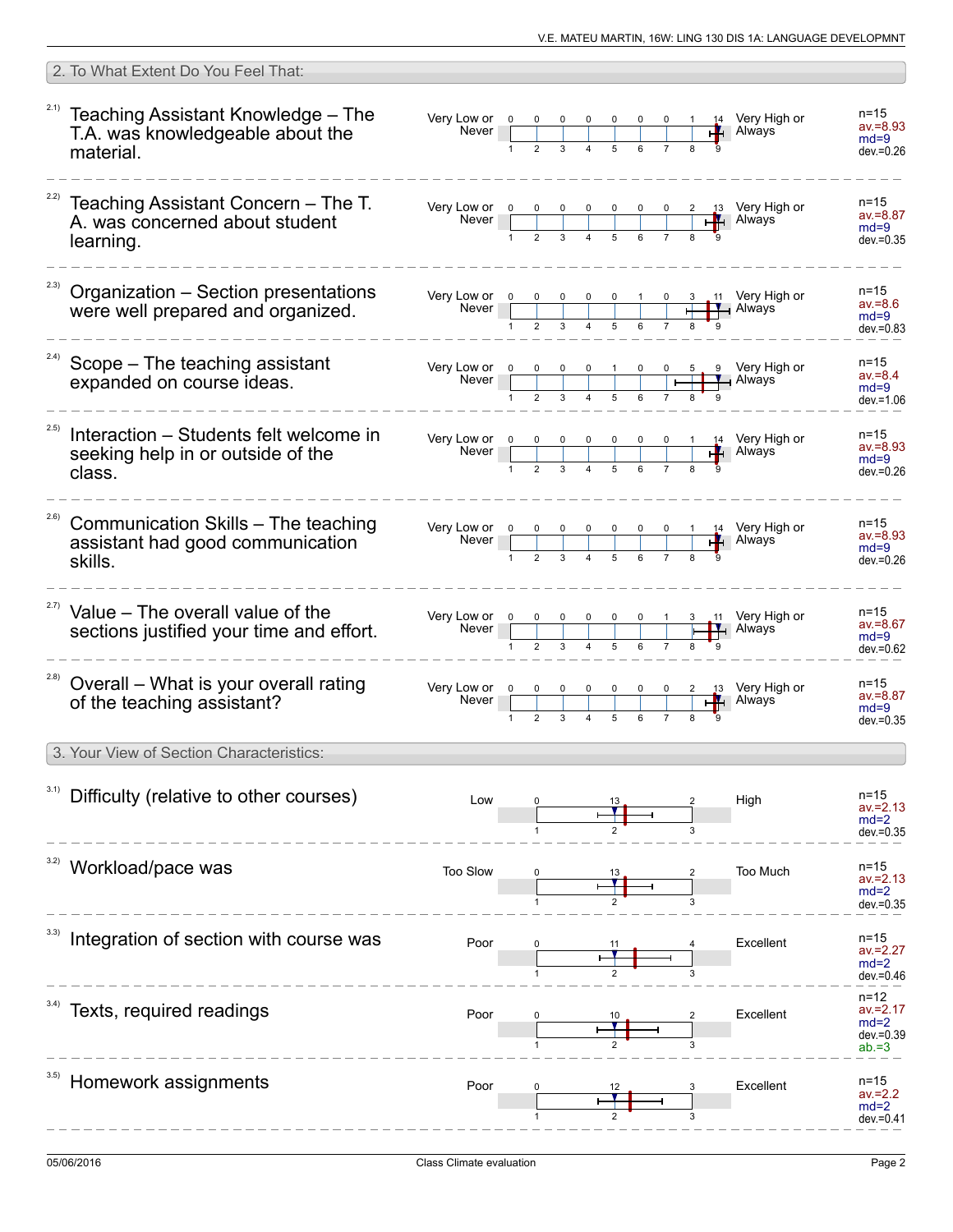## 2. To What Extent Do You Feel That:

| Item | Question | Left pole | 1 | 2 | 3 | 4 | 5 | 6 | 7 | 8 | 9 | Right pole | Statistics |
|---|---|---|---|---|---|---|---|---|---|---|---|---|---|
| 2.1) | Teaching Assistant Knowledge – The T.A. was knowledgeable about the material. | Very Low or Never | 0 | 0 | 0 | 0 | 0 | 0 | 0 | 1 | 14 | Very High or Always | n=15, av.=8.93, md=9, dev.=0.26 |
| 2.2) | Teaching Assistant Concern – The T. A. was concerned about student learning. | Very Low or Never | 0 | 0 | 0 | 0 | 0 | 0 | 0 | 2 | 13 | Very High or Always | n=15, av.=8.87, md=9, dev.=0.35 |
| 2.3) | Organization – Section presentations were well prepared and organized. | Very Low or Never | 0 | 0 | 0 | 0 | 0 | 1 | 0 | 3 | 11 | Very High or Always | n=15, av.=8.6, md=9, dev.=0.83 |
| 2.4) | Scope – The teaching assistant expanded on course ideas. | Very Low or Never | 0 | 0 | 0 | 0 | 1 | 0 | 0 | 5 | 9 | Very High or Always | n=15, av.=8.4, md=9, dev.=1.06 |
| 2.5) | Interaction – Students felt welcome in seeking help in or outside of the class. | Very Low or Never | 0 | 0 | 0 | 0 | 0 | 0 | 0 | 1 | 14 | Very High or Always | n=15, av.=8.93, md=9, dev.=0.26 |
| 2.6) | Communication Skills – The teaching assistant had good communication skills. | Very Low or Never | 0 | 0 | 0 | 0 | 0 | 0 | 0 | 1 | 14 | Very High or Always | n=15, av.=8.93, md=9, dev.=0.26 |
| 2.7) | Value – The overall value of the sections justified your time and effort. | Very Low or Never | 0 | 0 | 0 | 0 | 0 | 0 | 1 | 3 | 11 | Very High or Always | n=15, av.=8.67, md=9, dev.=0.62 |
| 2.8) | Overall – What is your overall rating of the teaching assistant? | Very Low or Never | 0 | 0 | 0 | 0 | 0 | 0 | 0 | 2 | 13 | Very High or Always | n=15, av.=8.87, md=9, dev.=0.35 |

## 3. Your View of Section Characteristics:

| Item | Question | Left pole | 1 | 2 | 3 | Right pole | Statistics |
|---|---|---|---|---|---|---|---|
| 3.1) | Difficulty (relative to other courses) | Low | 0 | 13 | 2 | High | n=15, av.=2.13, md=2, dev.=0.35 |
| 3.2) | Workload/pace was | Too Slow | 0 | 13 | 2 | Too Much | n=15, av.=2.13, md=2, dev.=0.35 |
| 3.3) | Integration of section with course was | Poor | 0 | 11 | 4 | Excellent | n=15, av.=2.27, md=2, dev.=0.46 |
| 3.4) | Texts, required readings | Poor | 0 | 10 | 2 | Excellent | n=12, av.=2.17, md=2, dev.=0.39, ab.=3 |
| 3.5) | Homework assignments | Poor | 0 | 12 | 3 | Excellent | n=15, av.=2.2, md=2, dev.=0.41 |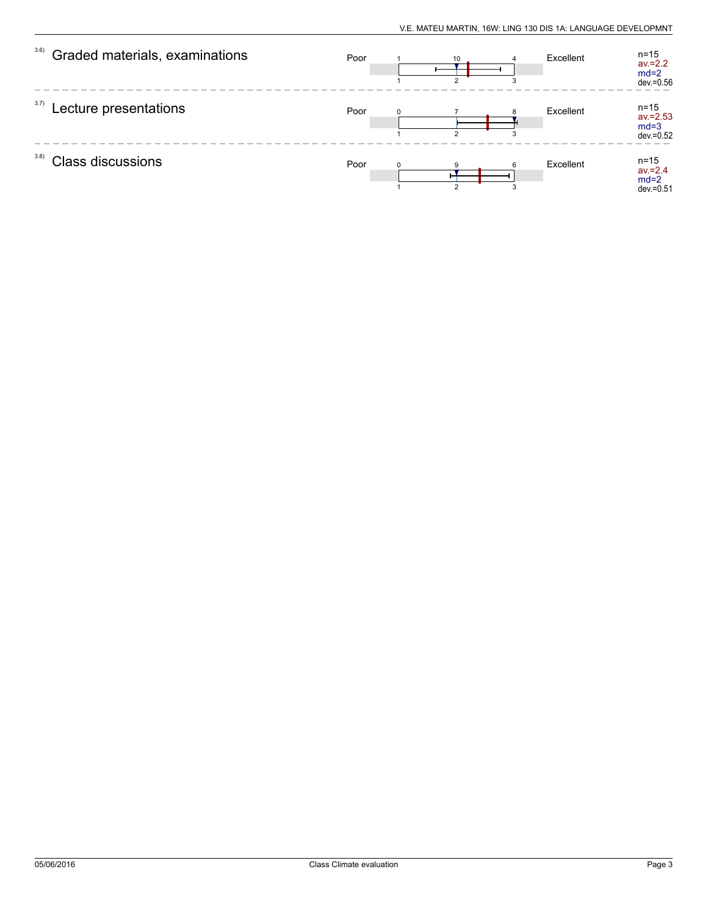3.6) Graded materials, examinations

| Poor | 1 | 2 | 3 | Excellent | |
|---|---|---|---|---|---|
| | 1 | 10 | 4 | | n=15<br>av.=2.2<br>md=2<br>dev.=0.56 |

3.7) Lecture presentations

| Poor | 1 | 2 | 3 | Excellent | |
|---|---|---|---|---|---|
| | 0 | 7 | 8 | | n=15<br>av.=2.53<br>md=3<br>dev.=0.52 |

3.8) Class discussions

| Poor | 1 | 2 | 3 | Excellent | |
|---|---|---|---|---|---|
| | 0 | 9 | 6 | | n=15<br>av.=2.4<br>md=2<br>dev.=0.51 |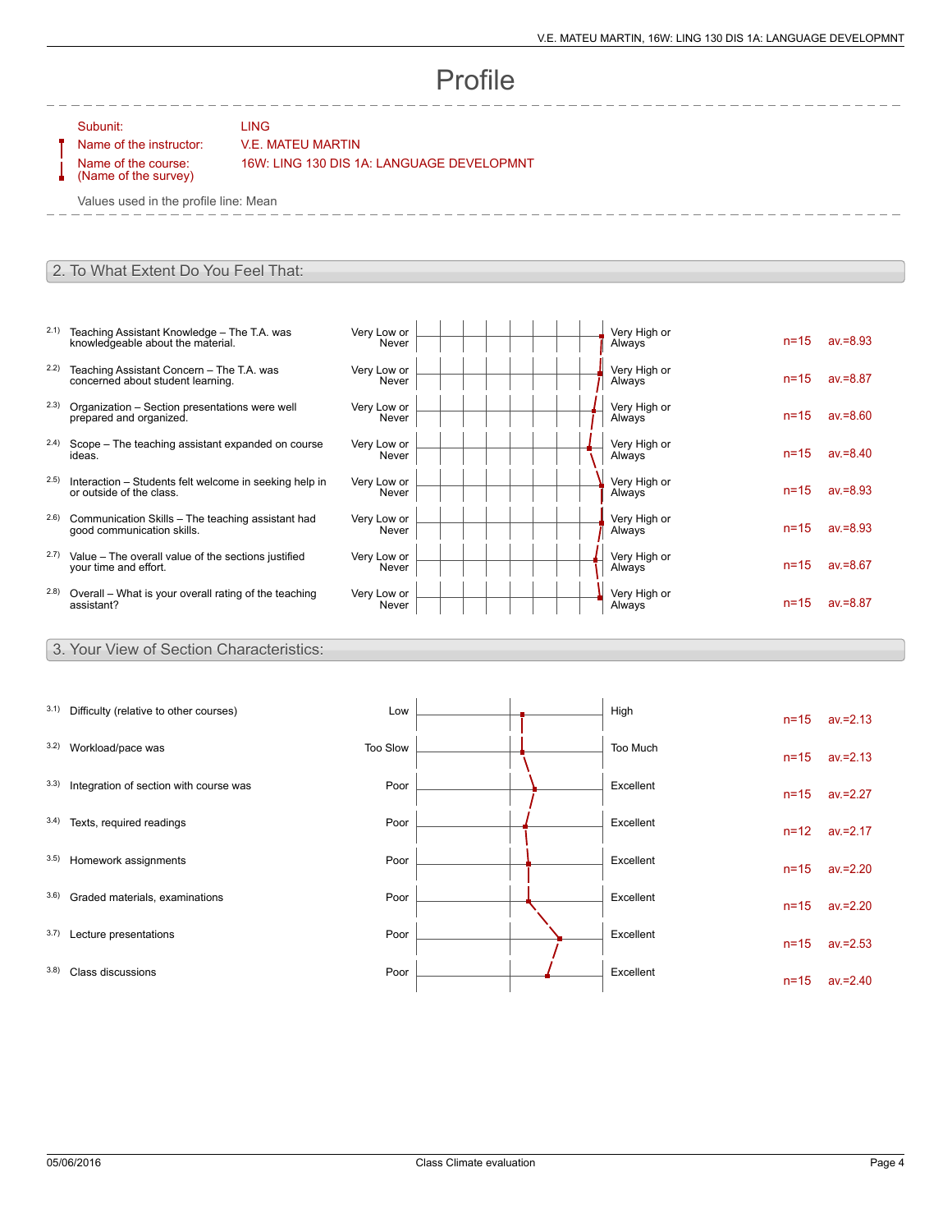# Profile

Subunit: LING

Name of the instructor: V.E. MATEU MARTIN

Name of the course: (Name of the survey) 16W: LING 130 DIS 1A: LANGUAGE DEVELOPMNT

Values used in the profile line: Mean

## 2. To What Extent Do You Feel That:

| | Item | Left pole | Right pole | n | av. |
|---|---|---|---|---|---|
| 2.1) | Teaching Assistant Knowledge – The T.A. was knowledgeable about the material. | Very Low or Never | Very High or Always | n=15 | av.=8.93 |
| 2.2) | Teaching Assistant Concern – The T.A. was concerned about student learning. | Very Low or Never | Very High or Always | n=15 | av.=8.87 |
| 2.3) | Organization – Section presentations were well prepared and organized. | Very Low or Never | Very High or Always | n=15 | av.=8.60 |
| 2.4) | Scope – The teaching assistant expanded on course ideas. | Very Low or Never | Very High or Always | n=15 | av.=8.40 |
| 2.5) | Interaction – Students felt welcome in seeking help in or outside of the class. | Very Low or Never | Very High or Always | n=15 | av.=8.93 |
| 2.6) | Communication Skills – The teaching assistant had good communication skills. | Very Low or Never | Very High or Always | n=15 | av.=8.93 |
| 2.7) | Value – The overall value of the sections justified your time and effort. | Very Low or Never | Very High or Always | n=15 | av.=8.67 |
| 2.8) | Overall – What is your overall rating of the teaching assistant? | Very Low or Never | Very High or Always | n=15 | av.=8.87 |

## 3. Your View of Section Characteristics:

| | Item | Left pole | Right pole | n | av. |
|---|---|---|---|---|---|
| 3.1) | Difficulty (relative to other courses) | Low | High | n=15 | av.=2.13 |
| 3.2) | Workload/pace was | Too Slow | Too Much | n=15 | av.=2.13 |
| 3.3) | Integration of section with course was | Poor | Excellent | n=15 | av.=2.27 |
| 3.4) | Texts, required readings | Poor | Excellent | n=12 | av.=2.17 |
| 3.5) | Homework assignments | Poor | Excellent | n=15 | av.=2.20 |
| 3.6) | Graded materials, examinations | Poor | Excellent | n=15 | av.=2.20 |
| 3.7) | Lecture presentations | Poor | Excellent | n=15 | av.=2.53 |
| 3.8) | Class discussions | Poor | Excellent | n=15 | av.=2.40 |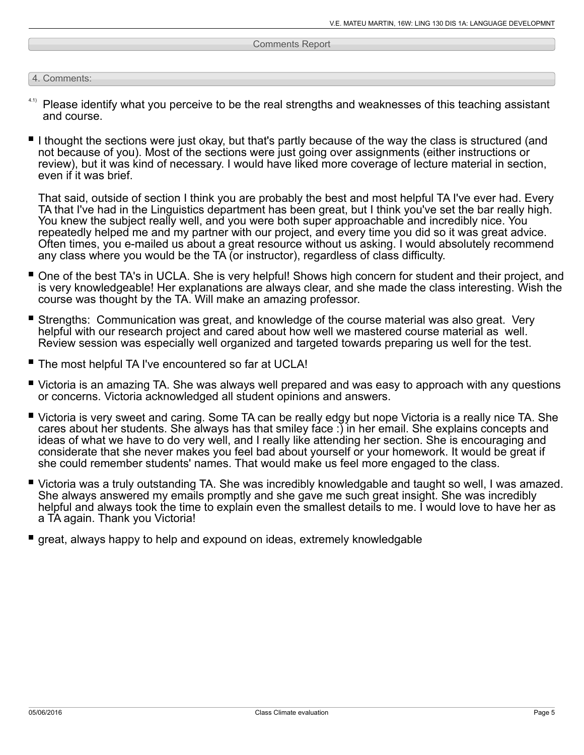## Comments Report

### 4. Comments:

4.1) Please identify what you perceive to be the real strengths and weaknesses of this teaching assistant and course.

- I thought the sections were just okay, but that's partly because of the way the class is structured (and not because of you). Most of the sections were just going over assignments (either instructions or review), but it was kind of necessary. I would have liked more coverage of lecture material in section, even if it was brief.

  That said, outside of section I think you are probably the best and most helpful TA I've ever had. Every TA that I've had in the Linguistics department has been great, but I think you've set the bar really high. You knew the subject really well, and you were both super approachable and incredibly nice. You repeatedly helped me and my partner with our project, and every time you did so it was great advice. Often times, you e-mailed us about a great resource without us asking. I would absolutely recommend any class where you would be the TA (or instructor), regardless of class difficulty.

- One of the best TA's in UCLA. She is very helpful! Shows high concern for student and their project, and is very knowledgeable! Her explanations are always clear, and she made the class interesting. Wish the course was thought by the TA. Will make an amazing professor.

- Strengths: Communication was great, and knowledge of the course material was also great. Very helpful with our research project and cared about how well we mastered course material as well. Review session was especially well organized and targeted towards preparing us well for the test.

- The most helpful TA I've encountered so far at UCLA!

- Victoria is an amazing TA. She was always well prepared and was easy to approach with any questions or concerns. Victoria acknowledged all student opinions and answers.

- Victoria is very sweet and caring. Some TA can be really edgy but nope Victoria is a really nice TA. She cares about her students. She always has that smiley face :) in her email. She explains concepts and ideas of what we have to do very well, and I really like attending her section. She is encouraging and considerate that she never makes you feel bad about yourself or your homework. It would be great if she could remember students' names. That would make us feel more engaged to the class.

- Victoria was a truly outstanding TA. She was incredibly knowledgable and taught so well, I was amazed. She always answered my emails promptly and she gave me such great insight. She was incredibly helpful and always took the time to explain even the smallest details to me. I would love to have her as a TA again. Thank you Victoria!

- great, always happy to help and expound on ideas, extremely knowledgable